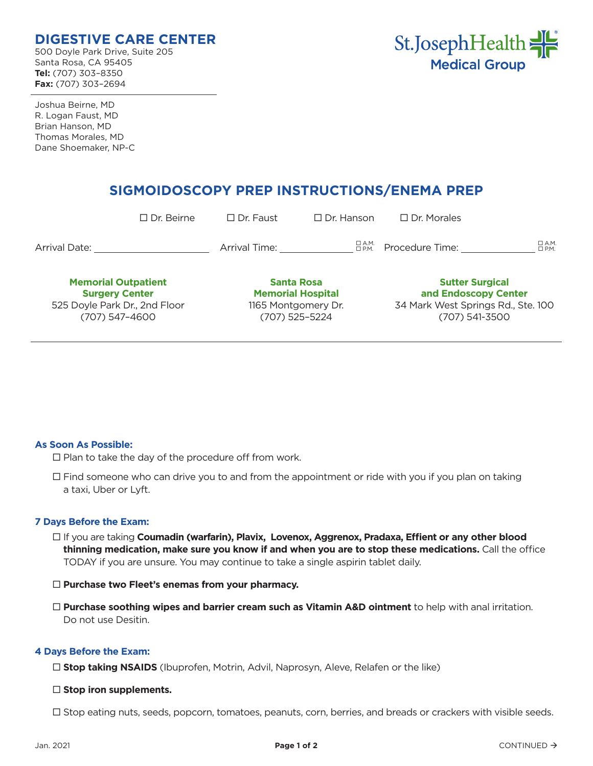**DIGESTIVE CARE CENTER**
500 Doyle Park Drive, Suite 205
Santa Rosa, CA 95405
**Tel:** (707) 303–8350
**Fax:** (707) 303–2694

St.JosephHealth
Medical Group

Joshua Beirne, MD
R. Logan Faust, MD
Brian Hanson, MD
Thomas Morales, MD
Dane Shoemaker, NP-C

# SIGMOIDOSCOPY PREP INSTRUCTIONS/ENEMA PREP

☐ Dr. Beirne ☐ Dr. Faust ☐ Dr. Hanson ☐ Dr. Morales

Arrival Date: ____________ Arrival Time: ____________ ☐ A.M. ☐ P.M. Procedure Time: ____________ ☐ A.M. ☐ P.M.

| **Memorial Outpatient Surgery Center** | **Santa Rosa Memorial Hospital** | **Sutter Surgical and Endoscopy Center** |
|---|---|---|
| 525 Doyle Park Dr., 2nd Floor | 1165 Montgomery Dr. | 34 Mark West Springs Rd., Ste. 100 |
| (707) 547-4600 | (707) 525-5224 | (707) 541-3500 |

### As Soon As Possible:

☐ Plan to take the day of the procedure off from work.

☐ Find someone who can drive you to and from the appointment or ride with you if you plan on taking a taxi, Uber or Lyft.

### 7 Days Before the Exam:

☐ If you are taking **Coumadin (warfarin), Plavix, Lovenox, Aggrenox, Pradaxa, Effient or any other blood thinning medication, make sure you know if and when you are to stop these medications.** Call the office TODAY if you are unsure. You may continue to take a single aspirin tablet daily.

☐ **Purchase two Fleet's enemas from your pharmacy.**

☐ **Purchase soothing wipes and barrier cream such as Vitamin A&D ointment** to help with anal irritation. Do not use Desitin.

### 4 Days Before the Exam:

☐ **Stop taking NSAIDS** (Ibuprofen, Motrin, Advil, Naprosyn, Aleve, Relafen or the like)

☐ **Stop iron supplements.**

☐ Stop eating nuts, seeds, popcorn, tomatoes, peanuts, corn, berries, and breads or crackers with visible seeds.

Jan. 2021

CONTINUED →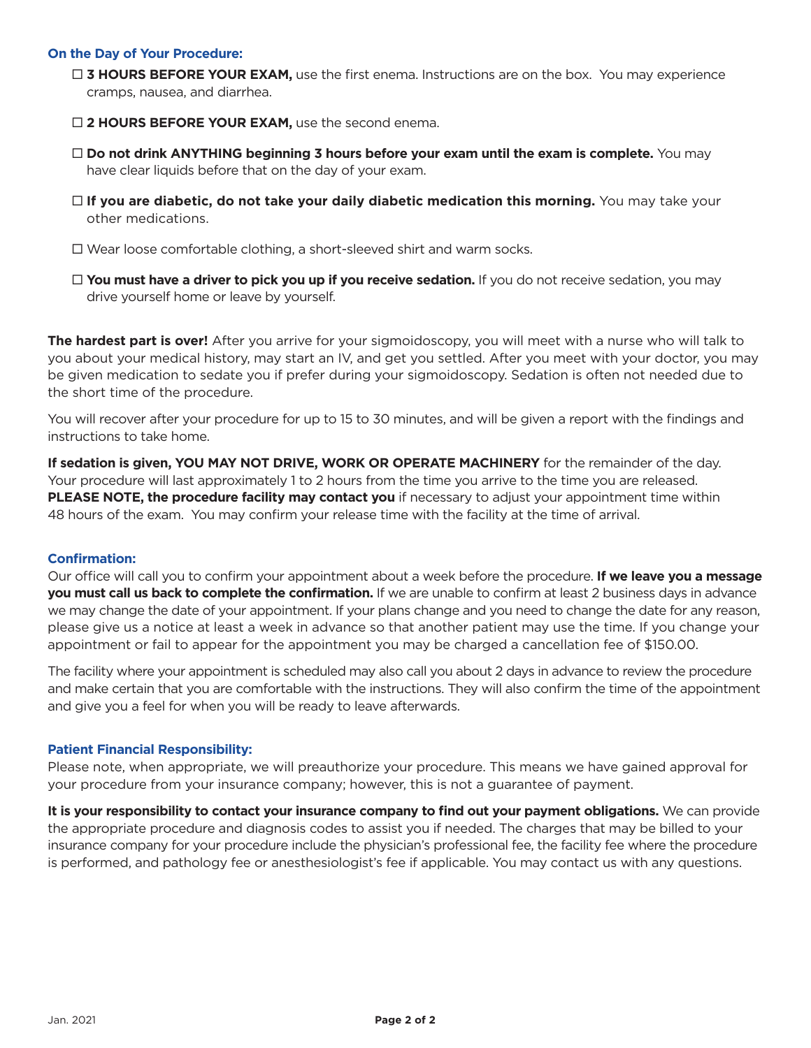### On the Day of Your Procedure:

- ☐ **3 HOURS BEFORE YOUR EXAM,** use the first enema. Instructions are on the box. You may experience cramps, nausea, and diarrhea.
- ☐ **2 HOURS BEFORE YOUR EXAM,** use the second enema.
- ☐ **Do not drink ANYTHING beginning 3 hours before your exam until the exam is complete.** You may have clear liquids before that on the day of your exam.
- ☐ **If you are diabetic, do not take your daily diabetic medication this morning.** You may take your other medications.
- ☐ Wear loose comfortable clothing, a short-sleeved shirt and warm socks.
- ☐ **You must have a driver to pick you up if you receive sedation.** If you do not receive sedation, you may drive yourself home or leave by yourself.

**The hardest part is over!** After you arrive for your sigmoidoscopy, you will meet with a nurse who will talk to you about your medical history, may start an IV, and get you settled. After you meet with your doctor, you may be given medication to sedate you if prefer during your sigmoidoscopy. Sedation is often not needed due to the short time of the procedure.

You will recover after your procedure for up to 15 to 30 minutes, and will be given a report with the findings and instructions to take home.

**If sedation is given, YOU MAY NOT DRIVE, WORK OR OPERATE MACHINERY** for the remainder of the day. Your procedure will last approximately 1 to 2 hours from the time you arrive to the time you are released. **PLEASE NOTE, the procedure facility may contact you** if necessary to adjust your appointment time within 48 hours of the exam. You may confirm your release time with the facility at the time of arrival.

### Confirmation:

Our office will call you to confirm your appointment about a week before the procedure. **If we leave you a message you must call us back to complete the confirmation.** If we are unable to confirm at least 2 business days in advance we may change the date of your appointment. If your plans change and you need to change the date for any reason, please give us a notice at least a week in advance so that another patient may use the time. If you change your appointment or fail to appear for the appointment you may be charged a cancellation fee of $150.00.

The facility where your appointment is scheduled may also call you about 2 days in advance to review the procedure and make certain that you are comfortable with the instructions. They will also confirm the time of the appointment and give you a feel for when you will be ready to leave afterwards.

### Patient Financial Responsibility:

Please note, when appropriate, we will preauthorize your procedure. This means we have gained approval for your procedure from your insurance company; however, this is not a guarantee of payment.

**It is your responsibility to contact your insurance company to find out your payment obligations.** We can provide the appropriate procedure and diagnosis codes to assist you if needed. The charges that may be billed to your insurance company for your procedure include the physician's professional fee, the facility fee where the procedure is performed, and pathology fee or anesthesiologist's fee if applicable. You may contact us with any questions.

Jan. 2021